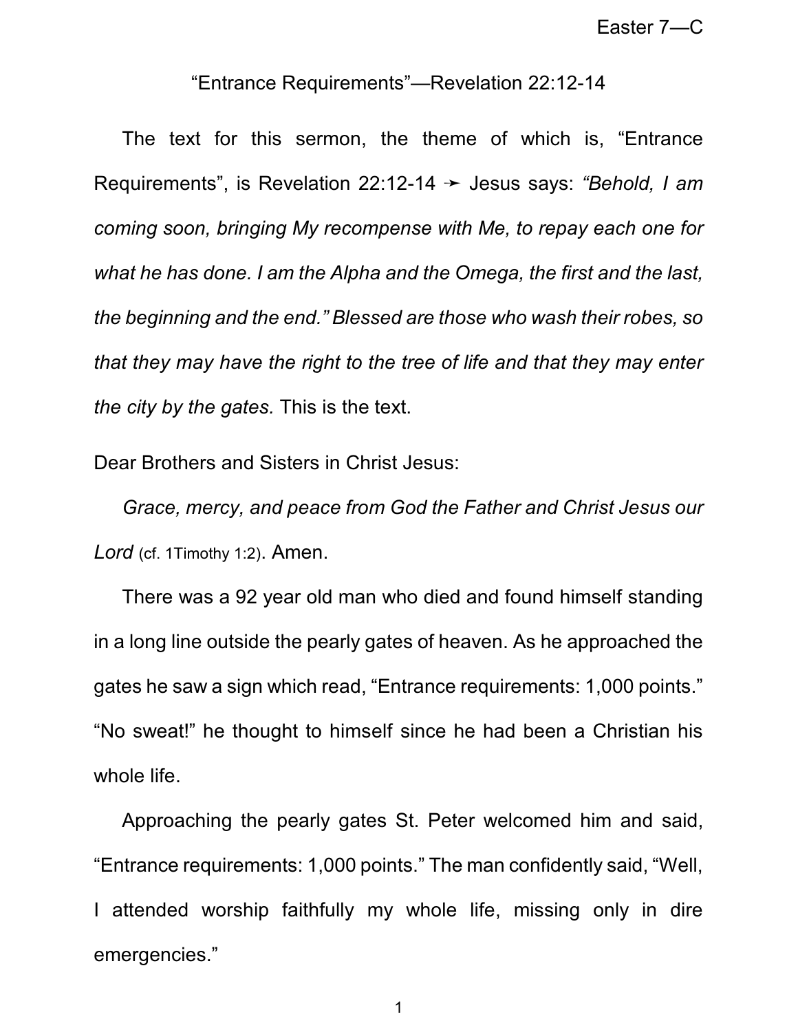Easter 7—C

## “Entrance Requirements”—Revelation 22:12-14

The text for this sermon, the theme of which is, “Entrance Requirements”, is Revelation 22:12-14 ➛ Jesus says: *“Behold, I am coming soon, bringing My recompense with Me, to repay each one for what he has done. I am the Alpha and the Omega, the first and the last, the beginning and the end.” Blessed are those who wash their robes, so that they may have the right to the tree of life and that they may enter the city by the gates.* This is the text.

Dear Brothers and Sisters in Christ Jesus:

*Grace, mercy, and peace from God the Father and Christ Jesus our Lord* (cf. 1Timothy 1:2). Amen.

There was a 92 year old man who died and found himself standing in a long line outside the pearly gates of heaven. As he approached the gates he saw a sign which read, “Entrance requirements: 1,000 points.” “No sweat!” he thought to himself since he had been a Christian his whole life.

Approaching the pearly gates St. Peter welcomed him and said, “Entrance requirements: 1,000 points.” The man confidently said, “Well, I attended worship faithfully my whole life, missing only in dire emergencies.”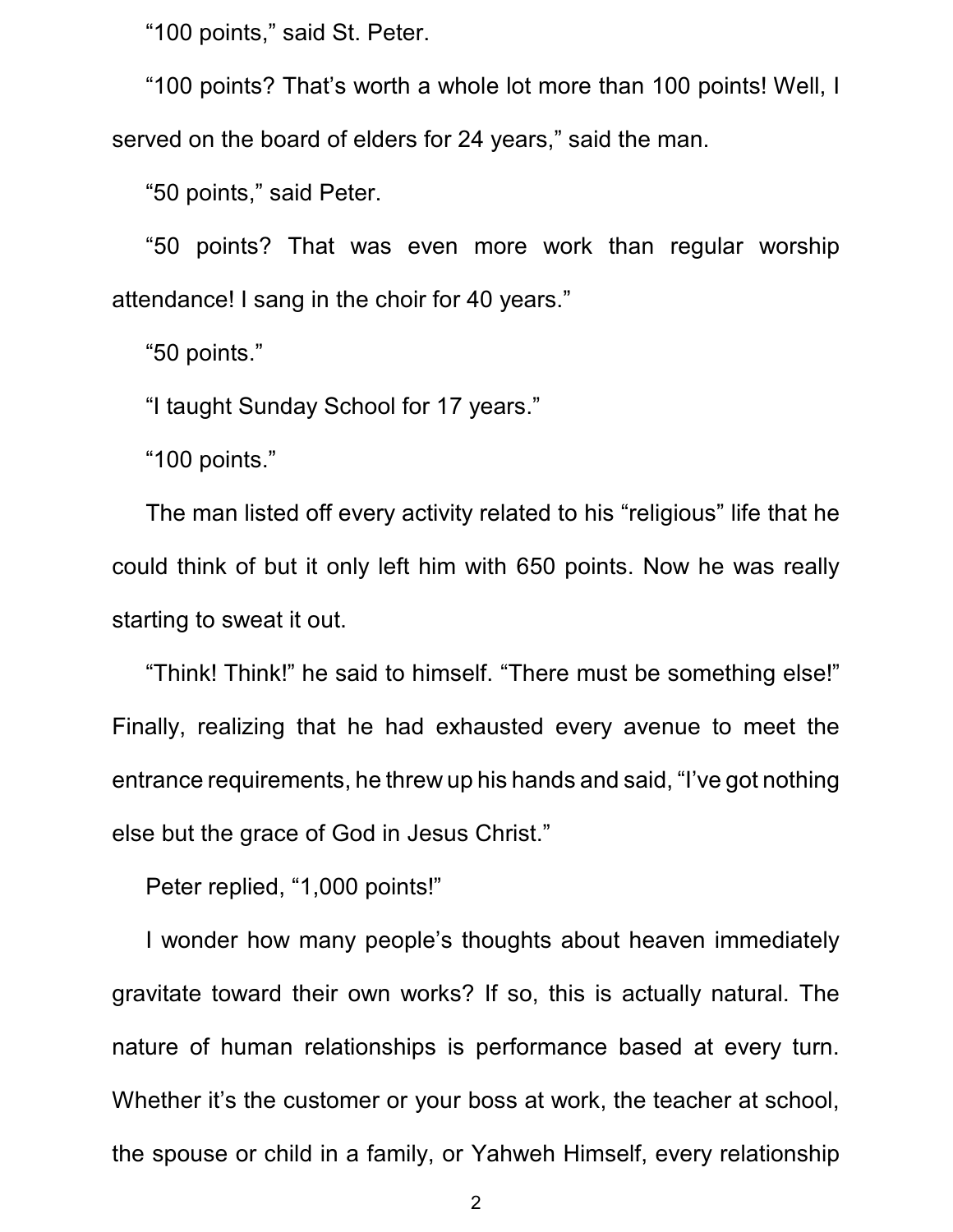"100 points," said St. Peter.

"100 points? That's worth a whole lot more than 100 points! Well, I served on the board of elders for 24 years," said the man.

"50 points," said Peter.

"50 points? That was even more work than regular worship attendance! I sang in the choir for 40 years."

"50 points."

"I taught Sunday School for 17 years."

"100 points."

The man listed off every activity related to his "religious" life that he could think of but it only left him with 650 points. Now he was really starting to sweat it out.

"Think! Think!" he said to himself. "There must be something else!" Finally, realizing that he had exhausted every avenue to meet the entrance requirements, he threw up his hands and said, "I've got nothing else but the grace of God in Jesus Christ."

Peter replied, "1,000 points!"

I wonder how many people's thoughts about heaven immediately gravitate toward their own works? If so, this is actually natural. The nature of human relationships is performance based at every turn. Whether it's the customer or your boss at work, the teacher at school, the spouse or child in a family, or Yahweh Himself, every relationship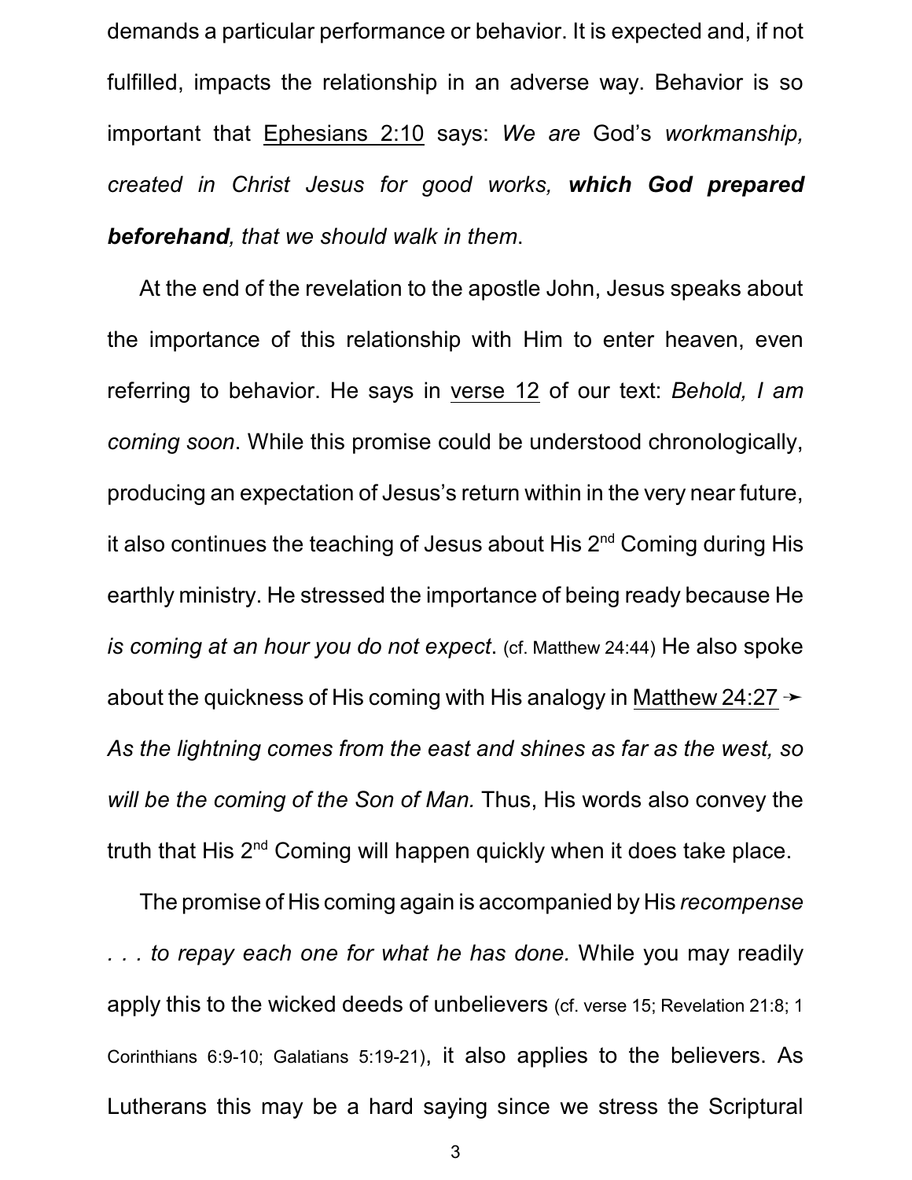demands a particular performance or behavior. It is expected and, if not fulfilled, impacts the relationship in an adverse way. Behavior is so important that Ephesians 2:10 says: *We are* God's *workmanship, created in Christ Jesus for good works, **which God prepared beforehand**, that we should walk in them*.

At the end of the revelation to the apostle John, Jesus speaks about the importance of this relationship with Him to enter heaven, even referring to behavior. He says in verse 12 of our text: *Behold, I am coming soon*. While this promise could be understood chronologically, producing an expectation of Jesus's return within in the very near future, it also continues the teaching of Jesus about His 2nd Coming during His earthly ministry. He stressed the importance of being ready because He *is coming at an hour you do not expect*. (cf. Matthew 24:44) He also spoke about the quickness of His coming with His analogy in Matthew 24:27 ➛ *As the lightning comes from the east and shines as far as the west, so will be the coming of the Son of Man.* Thus, His words also convey the truth that His 2nd Coming will happen quickly when it does take place.

The promise of His coming again is accompanied by His *recompense . . . to repay each one for what he has done.* While you may readily apply this to the wicked deeds of unbelievers (cf. verse 15; Revelation 21:8; 1 Corinthians 6:9-10; Galatians 5:19-21), it also applies to the believers. As Lutherans this may be a hard saying since we stress the Scriptural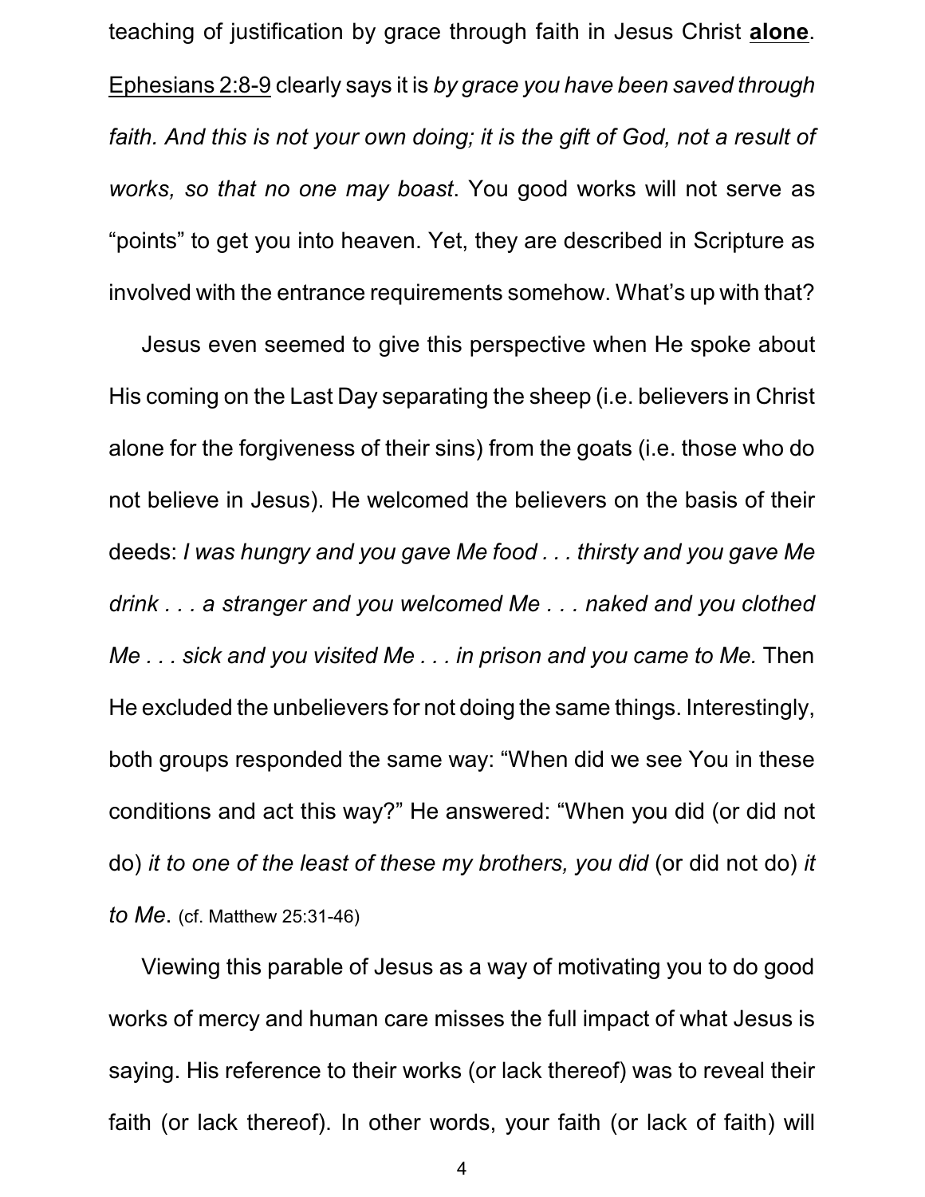teaching of justification by grace through faith in Jesus Christ **alone**. Ephesians 2:8-9 clearly says it is *by grace you have been saved through faith. And this is not your own doing; it is the gift of God, not a result of works, so that no one may boast*. You good works will not serve as "points" to get you into heaven. Yet, they are described in Scripture as involved with the entrance requirements somehow. What's up with that?

Jesus even seemed to give this perspective when He spoke about His coming on the Last Day separating the sheep (i.e. believers in Christ alone for the forgiveness of their sins) from the goats (i.e. those who do not believe in Jesus). He welcomed the believers on the basis of their deeds: *I was hungry and you gave Me food . . . thirsty and you gave Me drink . . . a stranger and you welcomed Me . . . naked and you clothed Me . . . sick and you visited Me . . . in prison and you came to Me.* Then He excluded the unbelievers for not doing the same things. Interestingly, both groups responded the same way: "When did we see You in these conditions and act this way?" He answered: "When you did (or did not do) *it to one of the least of these my brothers, you did* (or did not do) *it to Me*. (cf. Matthew 25:31-46)

Viewing this parable of Jesus as a way of motivating you to do good works of mercy and human care misses the full impact of what Jesus is saying. His reference to their works (or lack thereof) was to reveal their faith (or lack thereof). In other words, your faith (or lack of faith) will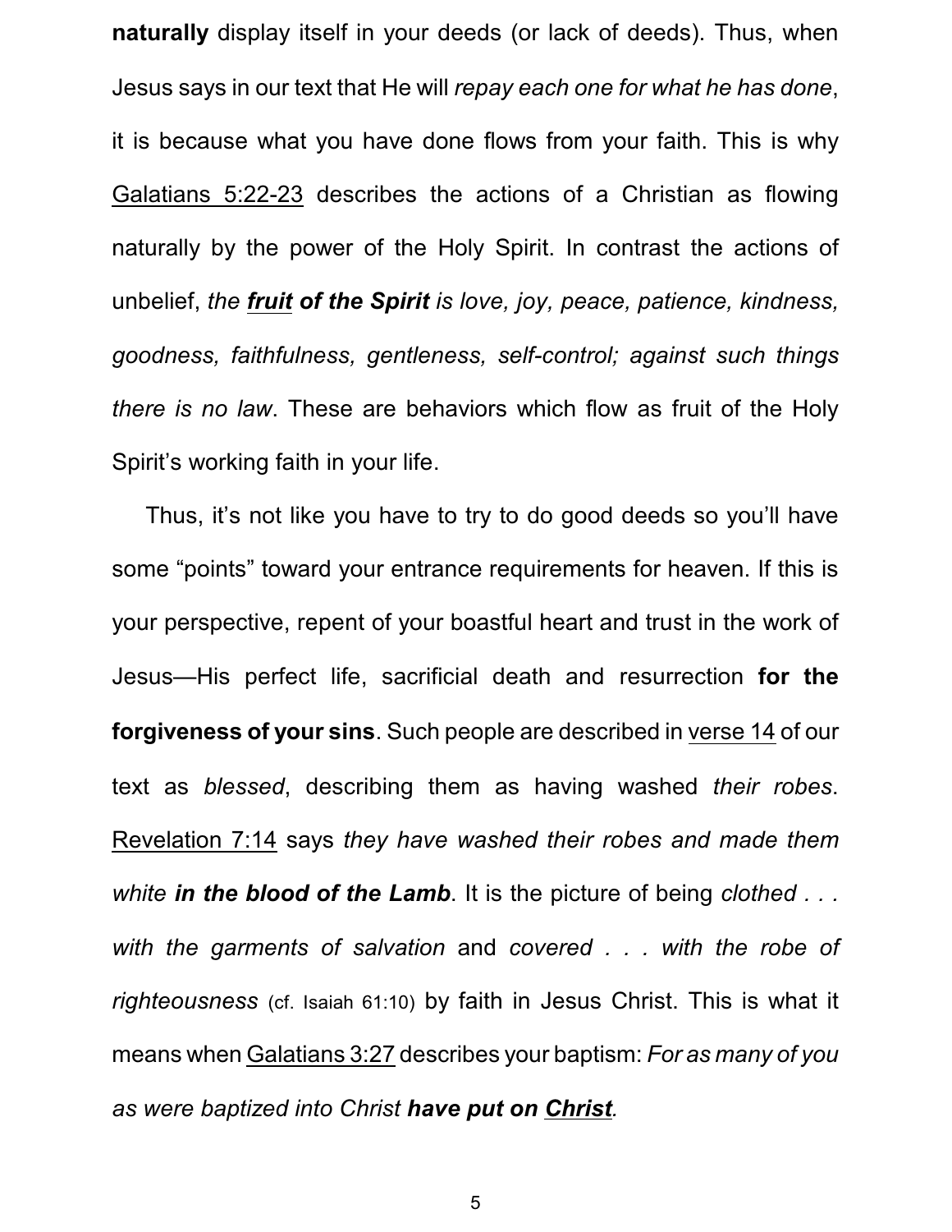**naturally** display itself in your deeds (or lack of deeds). Thus, when Jesus says in our text that He will *repay each one for what he has done*, it is because what you have done flows from your faith. This is why Galatians 5:22-23 describes the actions of a Christian as flowing naturally by the power of the Holy Spirit. In contrast the actions of unbelief, *the **fruit of the Spirit** is love, joy, peace, patience, kindness, goodness, faithfulness, gentleness, self-control; against such things there is no law*. These are behaviors which flow as fruit of the Holy Spirit's working faith in your life.

Thus, it's not like you have to try to do good deeds so you'll have some "points" toward your entrance requirements for heaven. If this is your perspective, repent of your boastful heart and trust in the work of Jesus—His perfect life, sacrificial death and resurrection **for the forgiveness of your sins**. Such people are described in verse 14 of our text as *blessed*, describing them as having washed *their robes*. Revelation 7:14 says *they have washed their robes and made them white **in the blood of the Lamb***. It is the picture of being *clothed . . . with the garments of salvation* and *covered . . . with the robe of righteousness* (cf. Isaiah 61:10) by faith in Jesus Christ. This is what it means when Galatians 3:27 describes your baptism: *For as many of you as were baptized into Christ **have put on Christ**.*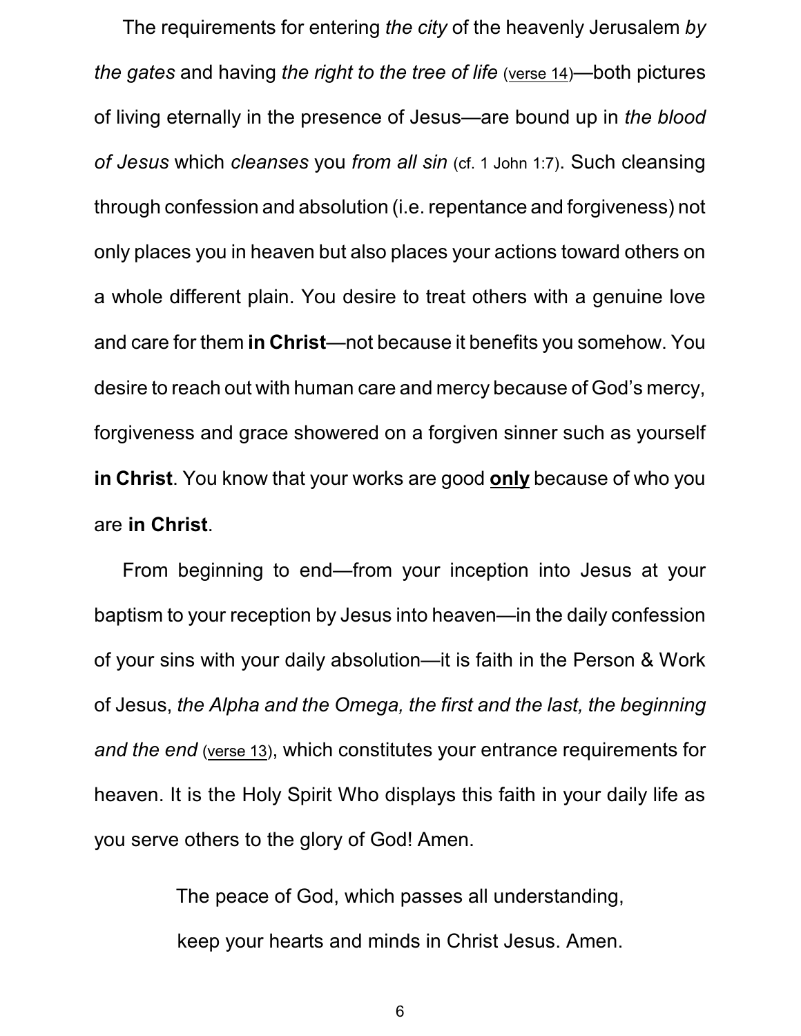The requirements for entering *the city* of the heavenly Jerusalem *by the gates* and having *the right to the tree of life* (verse 14)—both pictures of living eternally in the presence of Jesus—are bound up in *the blood of Jesus* which *cleanses* you *from all sin* (cf. 1 John 1:7). Such cleansing through confession and absolution (i.e. repentance and forgiveness) not only places you in heaven but also places your actions toward others on a whole different plain. You desire to treat others with a genuine love and care for them **in Christ**—not because it benefits you somehow. You desire to reach out with human care and mercy because of God's mercy, forgiveness and grace showered on a forgiven sinner such as yourself **in Christ**. You know that your works are good <u>**only**</u> because of who you are **in Christ**.

From beginning to end—from your inception into Jesus at your baptism to your reception by Jesus into heaven—in the daily confession of your sins with your daily absolution—it is faith in the Person & Work of Jesus, *the Alpha and the Omega, the first and the last, the beginning and the end* (verse 13), which constitutes your entrance requirements for heaven. It is the Holy Spirit Who displays this faith in your daily life as you serve others to the glory of God! Amen.

The peace of God, which passes all understanding,
keep your hearts and minds in Christ Jesus. Amen.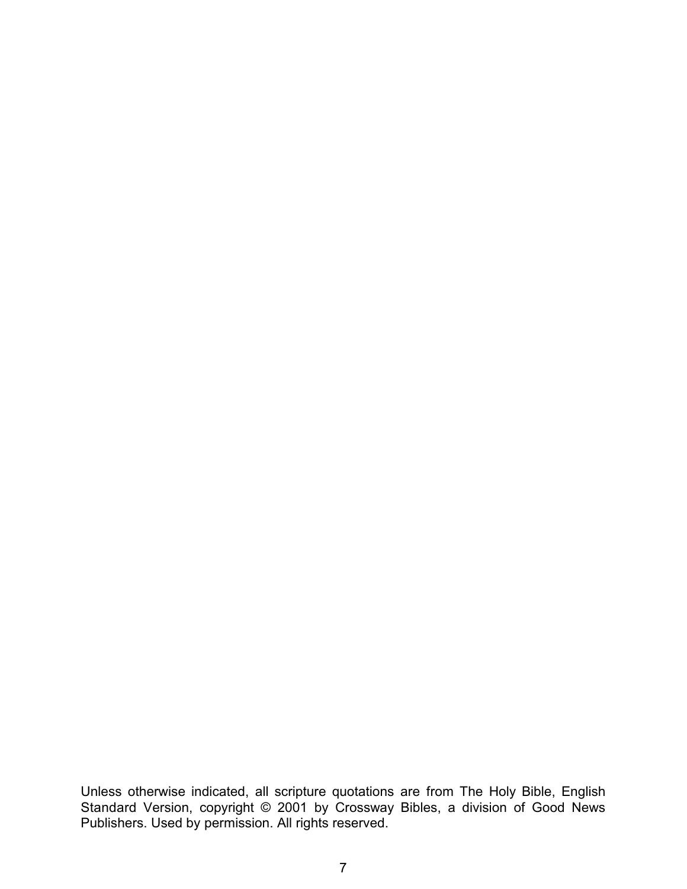Unless otherwise indicated, all scripture quotations are from The Holy Bible, English Standard Version, copyright © 2001 by Crossway Bibles, a division of Good News Publishers. Used by permission. All rights reserved.